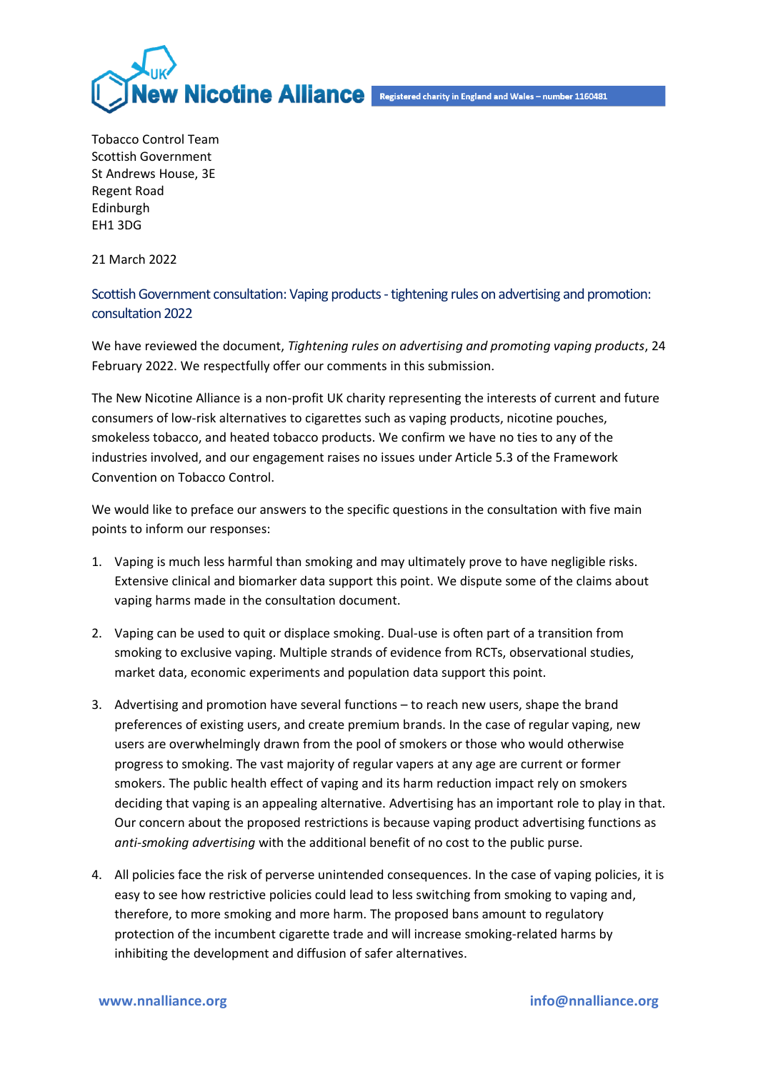**New Nicotine Alliance** UK

Registered charity in England and Wales – number 1160481

Tobacco Control Team
Scottish Government
St Andrews House, 3E
Regent Road
Edinburgh
EH1 3DG

21 March 2022

## Scottish Government consultation: Vaping products - tightening rules on advertising and promotion: consultation 2022

We have reviewed the document, *Tightening rules on advertising and promoting vaping products*, 24 February 2022. We respectfully offer our comments in this submission.

The New Nicotine Alliance is a non-profit UK charity representing the interests of current and future consumers of low-risk alternatives to cigarettes such as vaping products, nicotine pouches, smokeless tobacco, and heated tobacco products. We confirm we have no ties to any of the industries involved, and our engagement raises no issues under Article 5.3 of the Framework Convention on Tobacco Control.

We would like to preface our answers to the specific questions in the consultation with five main points to inform our responses:

1. Vaping is much less harmful than smoking and may ultimately prove to have negligible risks. Extensive clinical and biomarker data support this point. We dispute some of the claims about vaping harms made in the consultation document.

2. Vaping can be used to quit or displace smoking. Dual-use is often part of a transition from smoking to exclusive vaping. Multiple strands of evidence from RCTs, observational studies, market data, economic experiments and population data support this point.

3. Advertising and promotion have several functions – to reach new users, shape the brand preferences of existing users, and create premium brands. In the case of regular vaping, new users are overwhelmingly drawn from the pool of smokers or those who would otherwise progress to smoking. The vast majority of regular vapers at any age are current or former smokers. The public health effect of vaping and its harm reduction impact rely on smokers deciding that vaping is an appealing alternative. Advertising has an important role to play in that. Our concern about the proposed restrictions is because vaping product advertising functions as *anti-smoking advertising* with the additional benefit of no cost to the public purse.

4. All policies face the risk of perverse unintended consequences. In the case of vaping policies, it is easy to see how restrictive policies could lead to less switching from smoking to vaping and, therefore, to more smoking and more harm. The proposed bans amount to regulatory protection of the incumbent cigarette trade and will increase smoking-related harms by inhibiting the development and diffusion of safer alternatives.

www.nnalliance.org info@nnalliance.org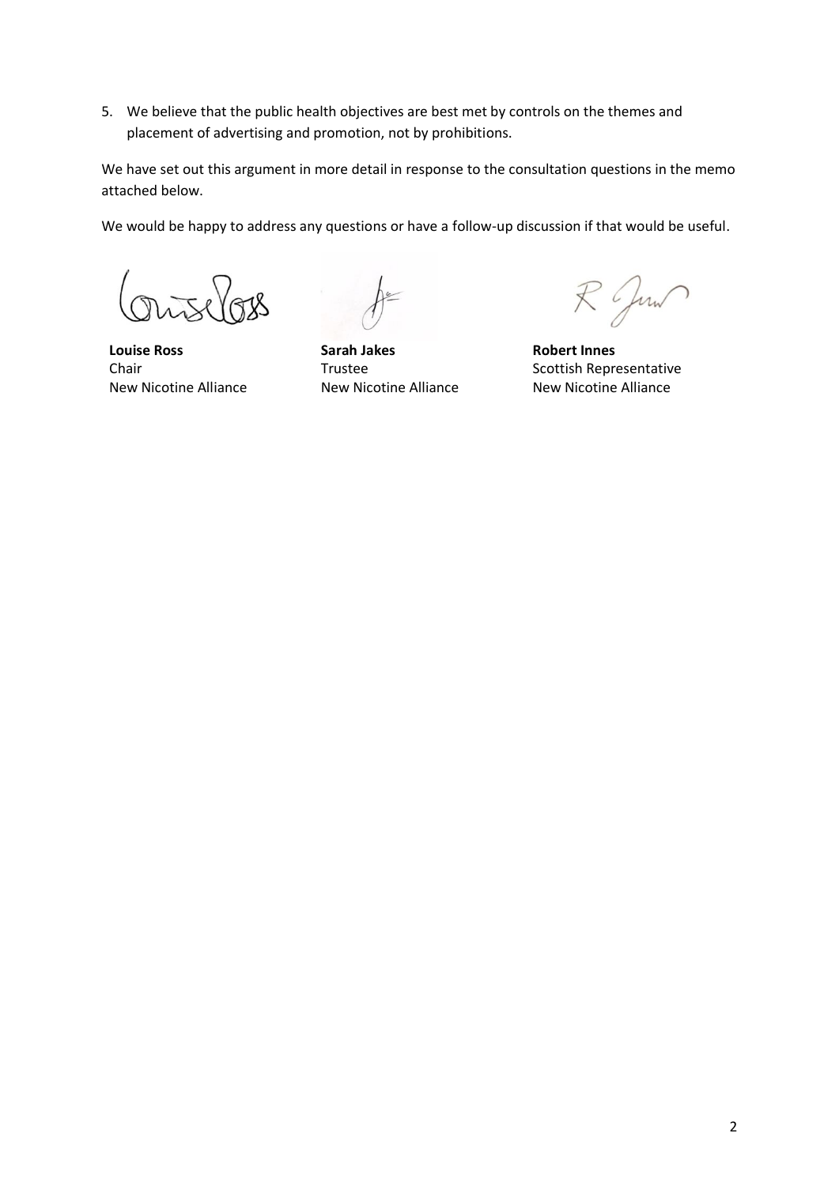5. We believe that the public health objectives are best met by controls on the themes and placement of advertising and promotion, not by prohibitions.

We have set out this argument in more detail in response to the consultation questions in the memo attached below.

We would be happy to address any questions or have a follow-up discussion if that would be useful.

**Louise Ross**
Chair
New Nicotine Alliance

**Sarah Jakes**
Trustee
New Nicotine Alliance

**Robert Innes**
Scottish Representative
New Nicotine Alliance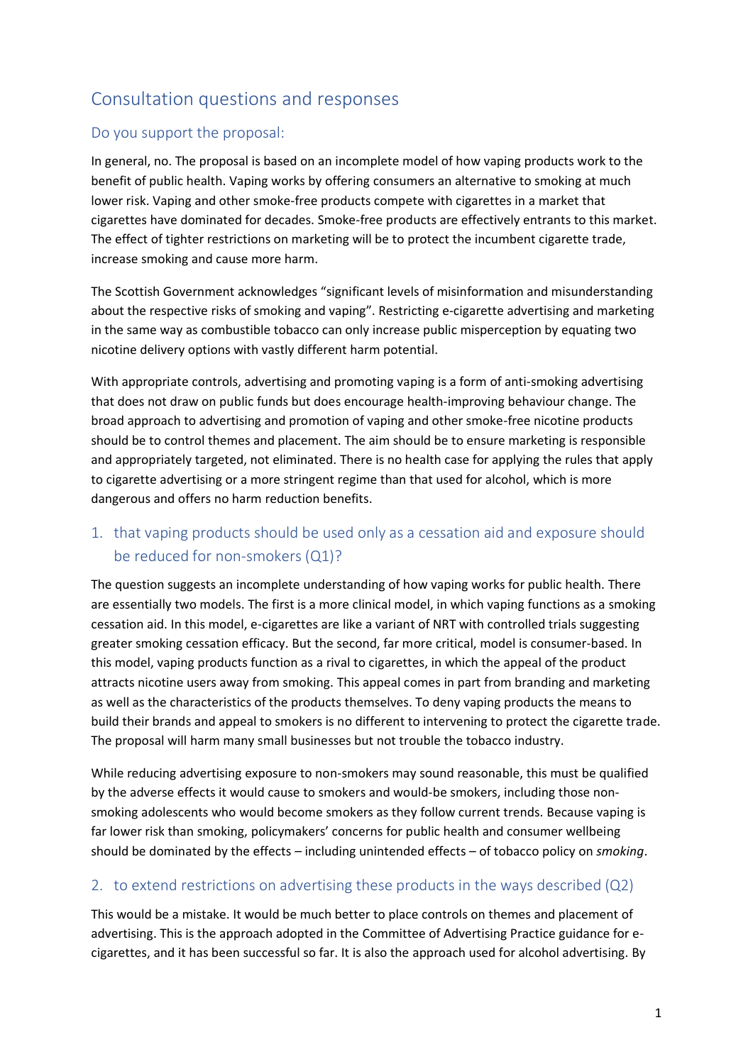## Consultation questions and responses

### Do you support the proposal:

In general, no. The proposal is based on an incomplete model of how vaping products work to the benefit of public health. Vaping works by offering consumers an alternative to smoking at much lower risk. Vaping and other smoke-free products compete with cigarettes in a market that cigarettes have dominated for decades. Smoke-free products are effectively entrants to this market. The effect of tighter restrictions on marketing will be to protect the incumbent cigarette trade, increase smoking and cause more harm.

The Scottish Government acknowledges "significant levels of misinformation and misunderstanding about the respective risks of smoking and vaping". Restricting e-cigarette advertising and marketing in the same way as combustible tobacco can only increase public misperception by equating two nicotine delivery options with vastly different harm potential.

With appropriate controls, advertising and promoting vaping is a form of anti-smoking advertising that does not draw on public funds but does encourage health-improving behaviour change. The broad approach to advertising and promotion of vaping and other smoke-free nicotine products should be to control themes and placement. The aim should be to ensure marketing is responsible and appropriately targeted, not eliminated. There is no health case for applying the rules that apply to cigarette advertising or a more stringent regime than that used for alcohol, which is more dangerous and offers no harm reduction benefits.

### 1. that vaping products should be used only as a cessation aid and exposure should be reduced for non-smokers (Q1)?

The question suggests an incomplete understanding of how vaping works for public health. There are essentially two models. The first is a more clinical model, in which vaping functions as a smoking cessation aid. In this model, e-cigarettes are like a variant of NRT with controlled trials suggesting greater smoking cessation efficacy. But the second, far more critical, model is consumer-based. In this model, vaping products function as a rival to cigarettes, in which the appeal of the product attracts nicotine users away from smoking. This appeal comes in part from branding and marketing as well as the characteristics of the products themselves. To deny vaping products the means to build their brands and appeal to smokers is no different to intervening to protect the cigarette trade. The proposal will harm many small businesses but not trouble the tobacco industry.

While reducing advertising exposure to non-smokers may sound reasonable, this must be qualified by the adverse effects it would cause to smokers and would-be smokers, including those non-smoking adolescents who would become smokers as they follow current trends. Because vaping is far lower risk than smoking, policymakers' concerns for public health and consumer wellbeing should be dominated by the effects – including unintended effects – of tobacco policy on *smoking*.

### 2. to extend restrictions on advertising these products in the ways described (Q2)

This would be a mistake. It would be much better to place controls on themes and placement of advertising. This is the approach adopted in the Committee of Advertising Practice guidance for e-cigarettes, and it has been successful so far. It is also the approach used for alcohol advertising. By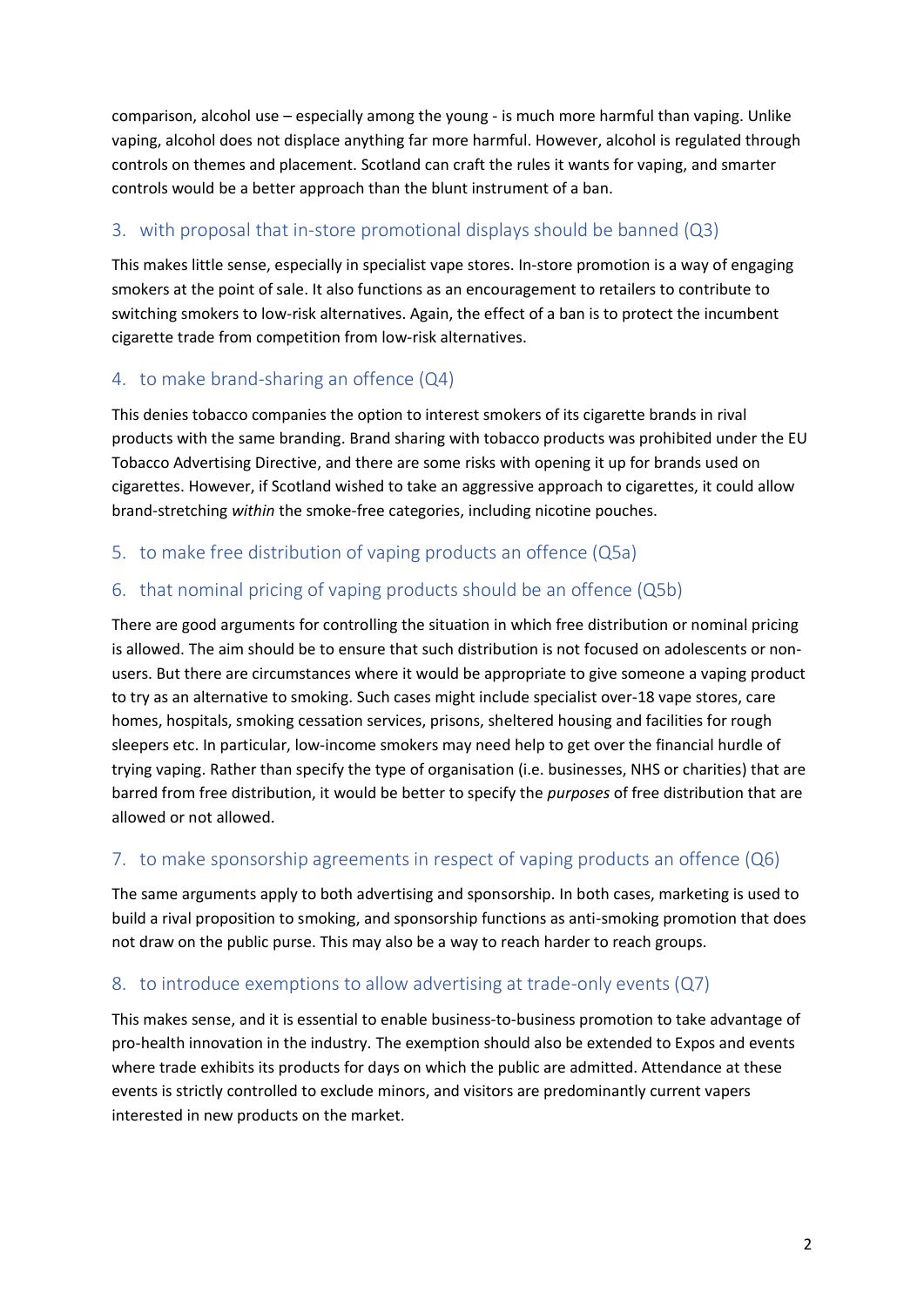comparison, alcohol use – especially among the young - is much more harmful than vaping. Unlike vaping, alcohol does not displace anything far more harmful. However, alcohol is regulated through controls on themes and placement. Scotland can craft the rules it wants for vaping, and smarter controls would be a better approach than the blunt instrument of a ban.

## 3. with proposal that in-store promotional displays should be banned (Q3)

This makes little sense, especially in specialist vape stores. In-store promotion is a way of engaging smokers at the point of sale. It also functions as an encouragement to retailers to contribute to switching smokers to low-risk alternatives. Again, the effect of a ban is to protect the incumbent cigarette trade from competition from low-risk alternatives.

## 4. to make brand-sharing an offence (Q4)

This denies tobacco companies the option to interest smokers of its cigarette brands in rival products with the same branding. Brand sharing with tobacco products was prohibited under the EU Tobacco Advertising Directive, and there are some risks with opening it up for brands used on cigarettes. However, if Scotland wished to take an aggressive approach to cigarettes, it could allow brand-stretching *within* the smoke-free categories, including nicotine pouches.

## 5. to make free distribution of vaping products an offence (Q5a)

## 6. that nominal pricing of vaping products should be an offence (Q5b)

There are good arguments for controlling the situation in which free distribution or nominal pricing is allowed. The aim should be to ensure that such distribution is not focused on adolescents or non-users. But there are circumstances where it would be appropriate to give someone a vaping product to try as an alternative to smoking. Such cases might include specialist over-18 vape stores, care homes, hospitals, smoking cessation services, prisons, sheltered housing and facilities for rough sleepers etc. In particular, low-income smokers may need help to get over the financial hurdle of trying vaping. Rather than specify the type of organisation (i.e. businesses, NHS or charities) that are barred from free distribution, it would be better to specify the *purposes* of free distribution that are allowed or not allowed.

## 7. to make sponsorship agreements in respect of vaping products an offence (Q6)

The same arguments apply to both advertising and sponsorship. In both cases, marketing is used to build a rival proposition to smoking, and sponsorship functions as anti-smoking promotion that does not draw on the public purse. This may also be a way to reach harder to reach groups.

## 8. to introduce exemptions to allow advertising at trade-only events (Q7)

This makes sense, and it is essential to enable business-to-business promotion to take advantage of pro-health innovation in the industry. The exemption should also be extended to Expos and events where trade exhibits its products for days on which the public are admitted. Attendance at these events is strictly controlled to exclude minors, and visitors are predominantly current vapers interested in new products on the market.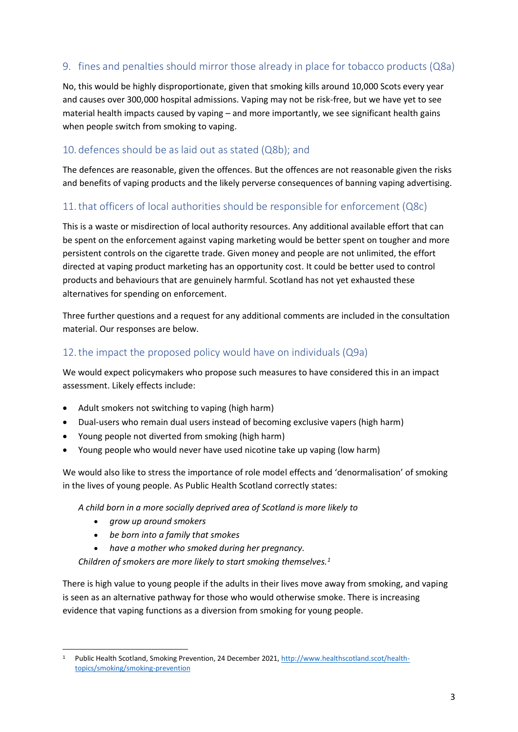## 9. fines and penalties should mirror those already in place for tobacco products (Q8a)

No, this would be highly disproportionate, given that smoking kills around 10,000 Scots every year and causes over 300,000 hospital admissions. Vaping may not be risk-free, but we have yet to see material health impacts caused by vaping – and more importantly, we see significant health gains when people switch from smoking to vaping.

## 10. defences should be as laid out as stated (Q8b); and

The defences are reasonable, given the offences. But the offences are not reasonable given the risks and benefits of vaping products and the likely perverse consequences of banning vaping advertising.

## 11. that officers of local authorities should be responsible for enforcement (Q8c)

This is a waste or misdirection of local authority resources. Any additional available effort that can be spent on the enforcement against vaping marketing would be better spent on tougher and more persistent controls on the cigarette trade. Given money and people are not unlimited, the effort directed at vaping product marketing has an opportunity cost. It could be better used to control products and behaviours that are genuinely harmful. Scotland has not yet exhausted these alternatives for spending on enforcement.

Three further questions and a request for any additional comments are included in the consultation material. Our responses are below.

## 12. the impact the proposed policy would have on individuals (Q9a)

We would expect policymakers who propose such measures to have considered this in an impact assessment. Likely effects include:

- Adult smokers not switching to vaping (high harm)
- Dual-users who remain dual users instead of becoming exclusive vapers (high harm)
- Young people not diverted from smoking (high harm)
- Young people who would never have used nicotine take up vaping (low harm)

We would also like to stress the importance of role model effects and 'denormalisation' of smoking in the lives of young people. As Public Health Scotland correctly states:

> *A child born in a more socially deprived area of Scotland is more likely to*
>
> - *grow up around smokers*
> - *be born into a family that smokes*
> - *have a mother who smoked during her pregnancy.*
>
> *Children of smokers are more likely to start smoking themselves.*[1]

There is high value to young people if the adults in their lives move away from smoking, and vaping is seen as an alternative pathway for those who would otherwise smoke. There is increasing evidence that vaping functions as a diversion from smoking for young people.

---

[1] Public Health Scotland, Smoking Prevention, 24 December 2021, http://www.healthscotland.scot/health-topics/smoking/smoking-prevention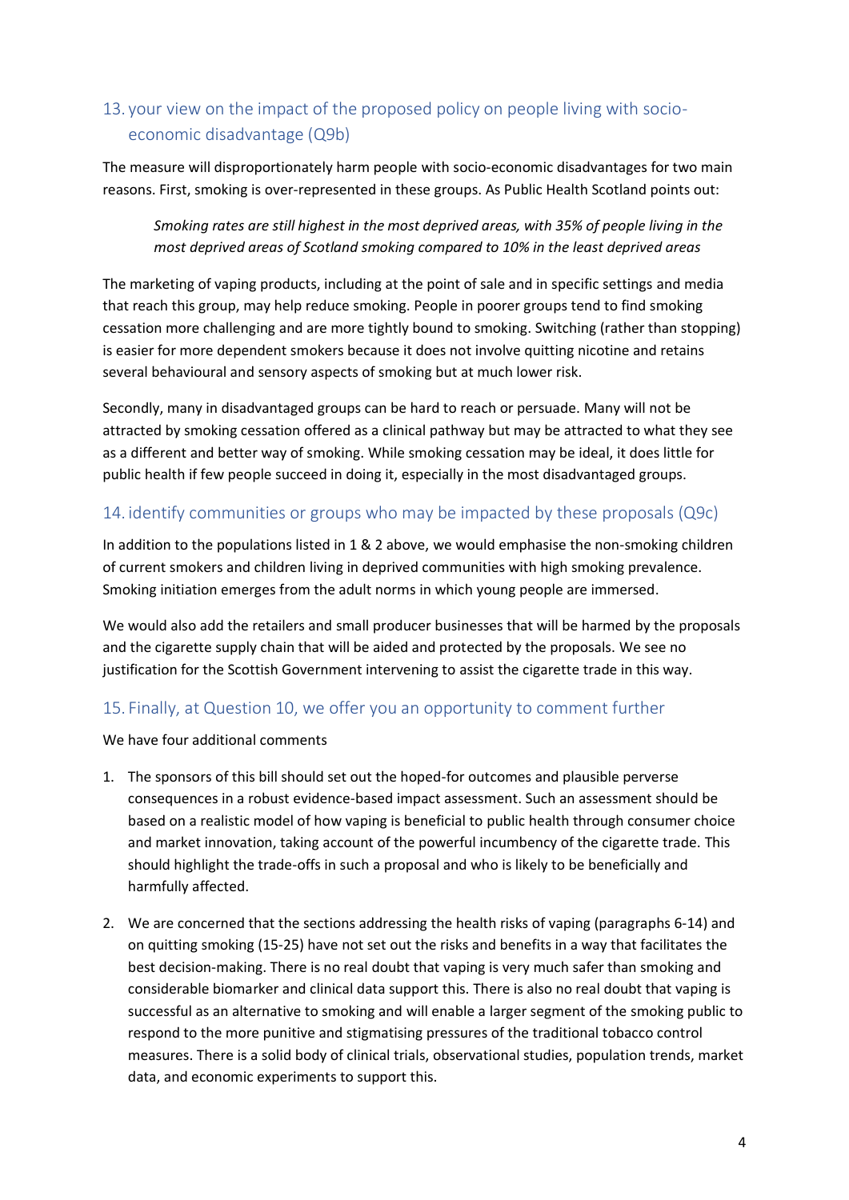## 13. your view on the impact of the proposed policy on people living with socio-economic disadvantage (Q9b)

The measure will disproportionately harm people with socio-economic disadvantages for two main reasons. First, smoking is over-represented in these groups. As Public Health Scotland points out:

> *Smoking rates are still highest in the most deprived areas, with 35% of people living in the most deprived areas of Scotland smoking compared to 10% in the least deprived areas*

The marketing of vaping products, including at the point of sale and in specific settings and media that reach this group, may help reduce smoking. People in poorer groups tend to find smoking cessation more challenging and are more tightly bound to smoking. Switching (rather than stopping) is easier for more dependent smokers because it does not involve quitting nicotine and retains several behavioural and sensory aspects of smoking but at much lower risk.

Secondly, many in disadvantaged groups can be hard to reach or persuade. Many will not be attracted by smoking cessation offered as a clinical pathway but may be attracted to what they see as a different and better way of smoking. While smoking cessation may be ideal, it does little for public health if few people succeed in doing it, especially in the most disadvantaged groups.

## 14. identify communities or groups who may be impacted by these proposals (Q9c)

In addition to the populations listed in 1 & 2 above, we would emphasise the non-smoking children of current smokers and children living in deprived communities with high smoking prevalence. Smoking initiation emerges from the adult norms in which young people are immersed.

We would also add the retailers and small producer businesses that will be harmed by the proposals and the cigarette supply chain that will be aided and protected by the proposals. We see no justification for the Scottish Government intervening to assist the cigarette trade in this way.

## 15. Finally, at Question 10, we offer you an opportunity to comment further

We have four additional comments

1. The sponsors of this bill should set out the hoped-for outcomes and plausible perverse consequences in a robust evidence-based impact assessment. Such an assessment should be based on a realistic model of how vaping is beneficial to public health through consumer choice and market innovation, taking account of the powerful incumbency of the cigarette trade. This should highlight the trade-offs in such a proposal and who is likely to be beneficially and harmfully affected.

2. We are concerned that the sections addressing the health risks of vaping (paragraphs 6-14) and on quitting smoking (15-25) have not set out the risks and benefits in a way that facilitates the best decision-making. There is no real doubt that vaping is very much safer than smoking and considerable biomarker and clinical data support this. There is also no real doubt that vaping is successful as an alternative to smoking and will enable a larger segment of the smoking public to respond to the more punitive and stigmatising pressures of the traditional tobacco control measures. There is a solid body of clinical trials, observational studies, population trends, market data, and economic experiments to support this.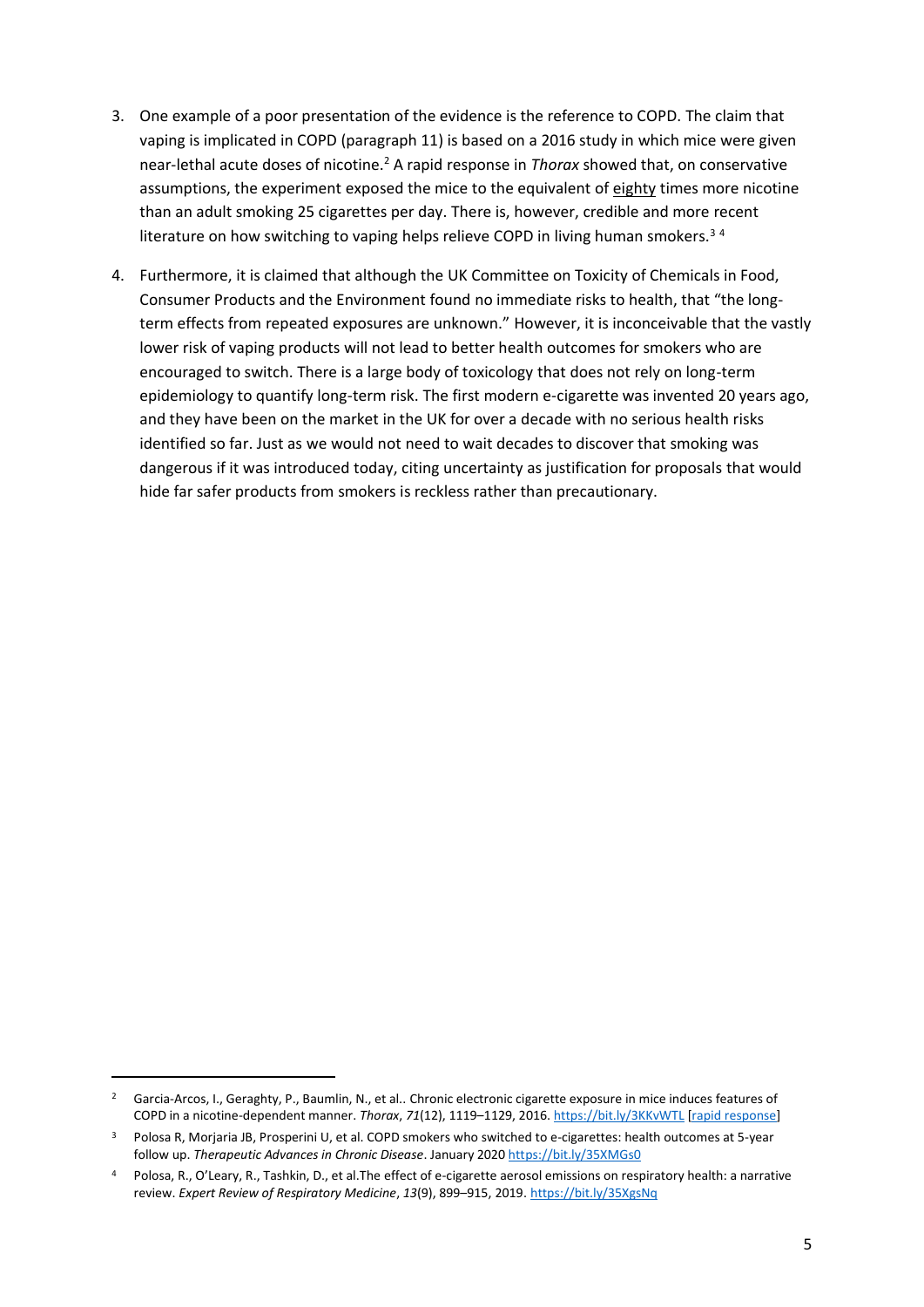3. One example of a poor presentation of the evidence is the reference to COPD. The claim that vaping is implicated in COPD (paragraph 11) is based on a 2016 study in which mice were given near-lethal acute doses of nicotine.[2] A rapid response in *Thorax* showed that, on conservative assumptions, the experiment exposed the mice to the equivalent of eighty times more nicotine than an adult smoking 25 cigarettes per day. There is, however, credible and more recent literature on how switching to vaping helps relieve COPD in living human smokers.[3] [4]

4. Furthermore, it is claimed that although the UK Committee on Toxicity of Chemicals in Food, Consumer Products and the Environment found no immediate risks to health, that "the long-term effects from repeated exposures are unknown." However, it is inconceivable that the vastly lower risk of vaping products will not lead to better health outcomes for smokers who are encouraged to switch. There is a large body of toxicology that does not rely on long-term epidemiology to quantify long-term risk. The first modern e-cigarette was invented 20 years ago, and they have been on the market in the UK for over a decade with no serious health risks identified so far. Just as we would not need to wait decades to discover that smoking was dangerous if it was introduced today, citing uncertainty as justification for proposals that would hide far safer products from smokers is reckless rather than precautionary.

---

[2] Garcia-Arcos, I., Geraghty, P., Baumlin, N., et al.. Chronic electronic cigarette exposure in mice induces features of COPD in a nicotine-dependent manner. *Thorax*, *71*(12), 1119–1129, 2016. https://bit.ly/3KKvWTL [rapid response]

[3] Polosa R, Morjaria JB, Prosperini U, et al. COPD smokers who switched to e-cigarettes: health outcomes at 5-year follow up. *Therapeutic Advances in Chronic Disease*. January 2020 https://bit.ly/35XMGs0

[4] Polosa, R., O'Leary, R., Tashkin, D., et al.The effect of e-cigarette aerosol emissions on respiratory health: a narrative review. *Expert Review of Respiratory Medicine*, *13*(9), 899–915, 2019. https://bit.ly/35XgsNq